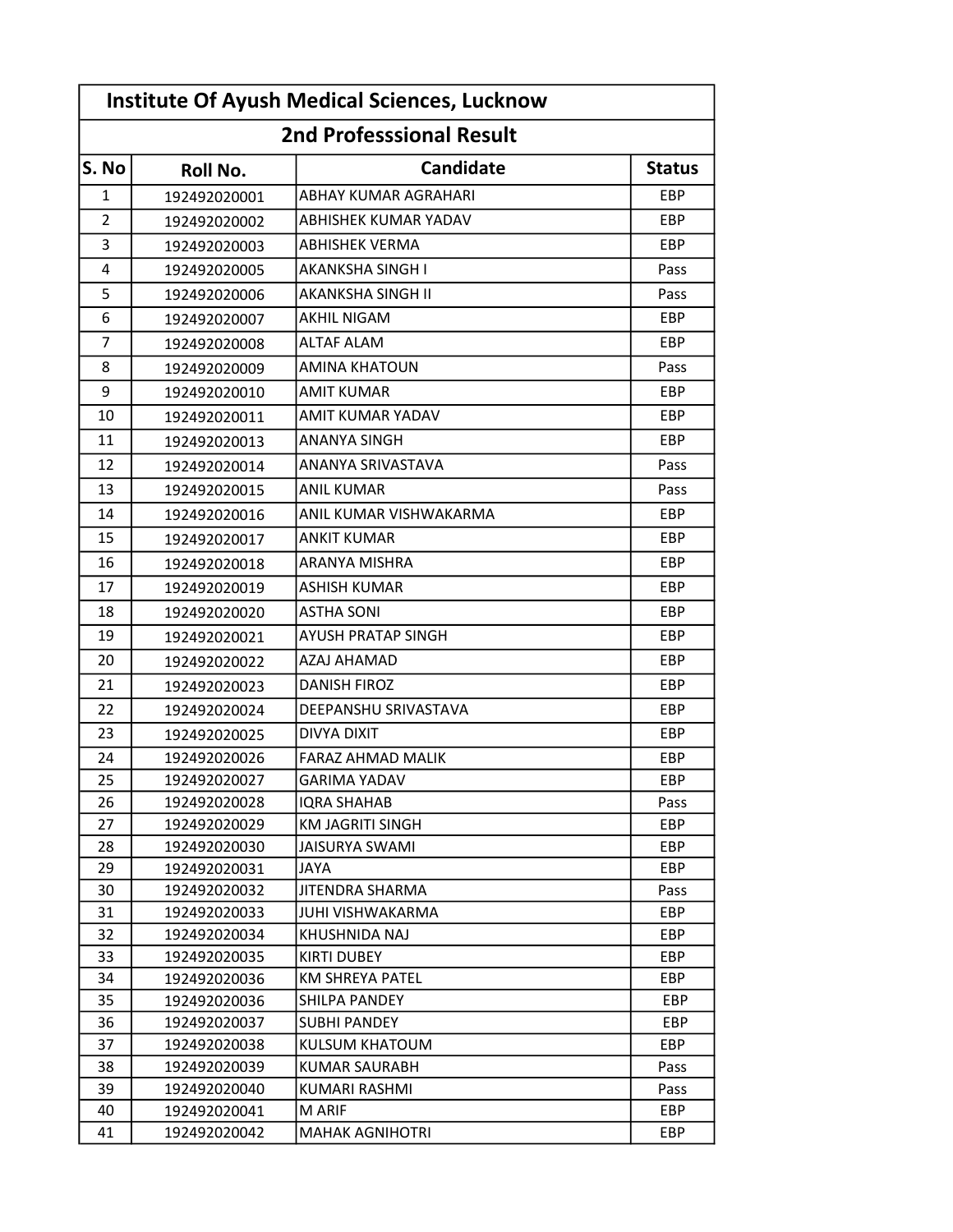# Institute Of Ayush Medical Sciences, Lucknow

## 2nd Professsional Result

| S. No | Roll No. | Candidate | Status |
|---|---|---|---|
| 1 | 192492020001 | ABHAY KUMAR AGRAHARI | EBP |
| 2 | 192492020002 | ABHISHEK KUMAR YADAV | EBP |
| 3 | 192492020003 | ABHISHEK VERMA | EBP |
| 4 | 192492020005 | AKANKSHA SINGH I | Pass |
| 5 | 192492020006 | AKANKSHA SINGH II | Pass |
| 6 | 192492020007 | AKHIL NIGAM | EBP |
| 7 | 192492020008 | ALTAF ALAM | EBP |
| 8 | 192492020009 | AMINA KHATOUN | Pass |
| 9 | 192492020010 | AMIT KUMAR | EBP |
| 10 | 192492020011 | AMIT KUMAR YADAV | EBP |
| 11 | 192492020013 | ANANYA SINGH | EBP |
| 12 | 192492020014 | ANANYA SRIVASTAVA | Pass |
| 13 | 192492020015 | ANIL KUMAR | Pass |
| 14 | 192492020016 | ANIL KUMAR VISHWAKARMA | EBP |
| 15 | 192492020017 | ANKIT KUMAR | EBP |
| 16 | 192492020018 | ARANYA MISHRA | EBP |
| 17 | 192492020019 | ASHISH KUMAR | EBP |
| 18 | 192492020020 | ASTHA SONI | EBP |
| 19 | 192492020021 | AYUSH PRATAP SINGH | EBP |
| 20 | 192492020022 | AZAJ AHAMAD | EBP |
| 21 | 192492020023 | DANISH FIROZ | EBP |
| 22 | 192492020024 | DEEPANSHU SRIVASTAVA | EBP |
| 23 | 192492020025 | DIVYA DIXIT | EBP |
| 24 | 192492020026 | FARAZ AHMAD MALIK | EBP |
| 25 | 192492020027 | GARIMA YADAV | EBP |
| 26 | 192492020028 | IQRA SHAHAB | Pass |
| 27 | 192492020029 | KM JAGRITI SINGH | EBP |
| 28 | 192492020030 | JAISURYA SWAMI | EBP |
| 29 | 192492020031 | JAYA | EBP |
| 30 | 192492020032 | JITENDRA SHARMA | Pass |
| 31 | 192492020033 | JUHI VISHWAKARMA | EBP |
| 32 | 192492020034 | KHUSHNIDA NAJ | EBP |
| 33 | 192492020035 | KIRTI DUBEY | EBP |
| 34 | 192492020036 | KM SHREYA PATEL | EBP |
| 35 | 192492020036 | SHILPA PANDEY | EBP |
| 36 | 192492020037 | SUBHI PANDEY | EBP |
| 37 | 192492020038 | KULSUM KHATOUM | EBP |
| 38 | 192492020039 | KUMAR SAURABH | Pass |
| 39 | 192492020040 | KUMARI RASHMI | Pass |
| 40 | 192492020041 | M ARIF | EBP |
| 41 | 192492020042 | MAHAK AGNIHOTRI | EBP |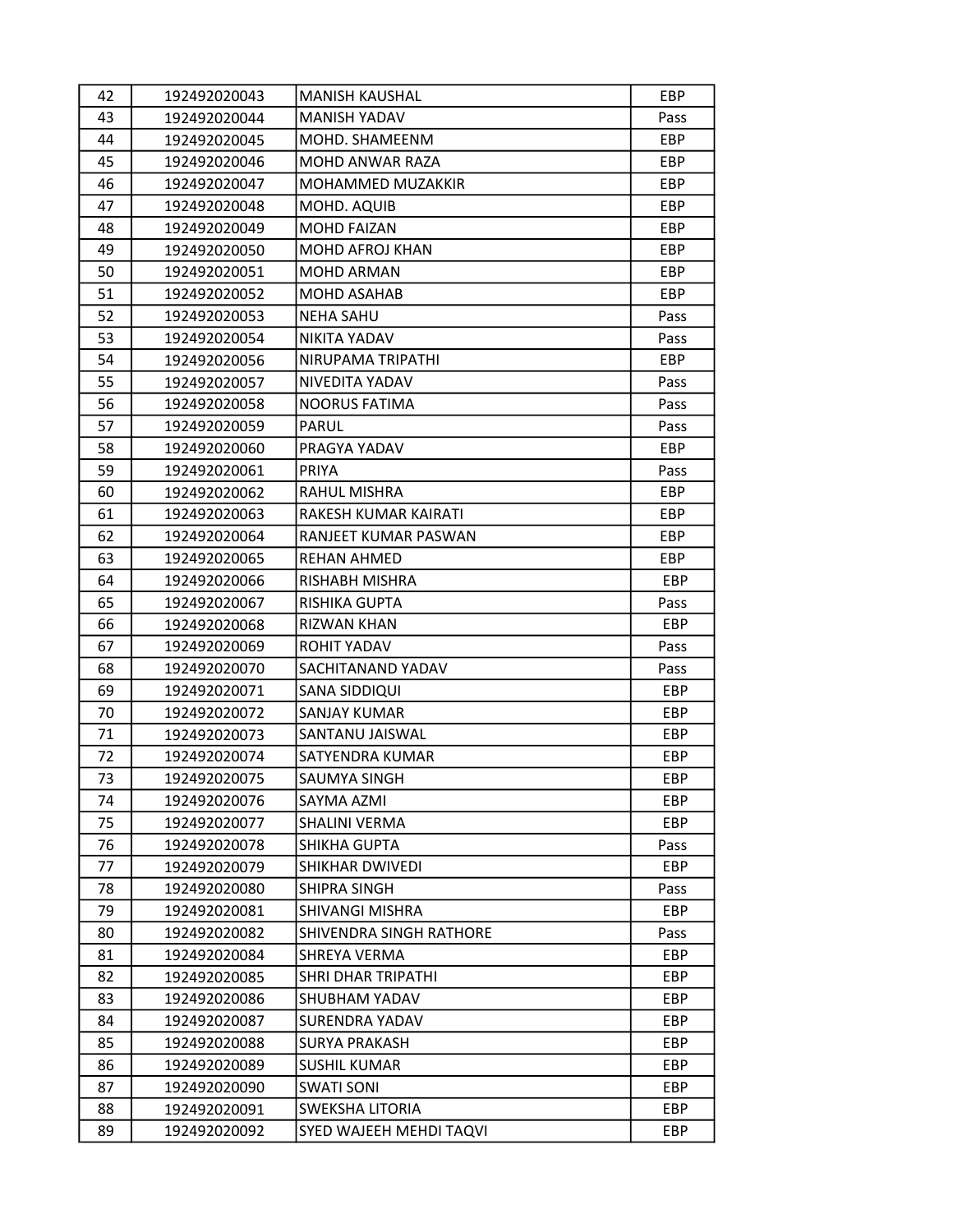| 42 | 192492020043 | MANISH KAUSHAL | EBP |
|---|---|---|---|
| 43 | 192492020044 | MANISH YADAV | Pass |
| 44 | 192492020045 | MOHD. SHAMEENM | EBP |
| 45 | 192492020046 | MOHD ANWAR RAZA | EBP |
| 46 | 192492020047 | MOHAMMED MUZAKKIR | EBP |
| 47 | 192492020048 | MOHD. AQUIB | EBP |
| 48 | 192492020049 | MOHD FAIZAN | EBP |
| 49 | 192492020050 | MOHD AFROJ KHAN | EBP |
| 50 | 192492020051 | MOHD ARMAN | EBP |
| 51 | 192492020052 | MOHD ASAHAB | EBP |
| 52 | 192492020053 | NEHA SAHU | Pass |
| 53 | 192492020054 | NIKITA YADAV | Pass |
| 54 | 192492020056 | NIRUPAMA TRIPATHI | EBP |
| 55 | 192492020057 | NIVEDITA YADAV | Pass |
| 56 | 192492020058 | NOORUS FATIMA | Pass |
| 57 | 192492020059 | PARUL | Pass |
| 58 | 192492020060 | PRAGYA YADAV | EBP |
| 59 | 192492020061 | PRIYA | Pass |
| 60 | 192492020062 | RAHUL MISHRA | EBP |
| 61 | 192492020063 | RAKESH KUMAR KAIRATI | EBP |
| 62 | 192492020064 | RANJEET KUMAR PASWAN | EBP |
| 63 | 192492020065 | REHAN AHMED | EBP |
| 64 | 192492020066 | RISHABH MISHRA | EBP |
| 65 | 192492020067 | RISHIKA GUPTA | Pass |
| 66 | 192492020068 | RIZWAN KHAN | EBP |
| 67 | 192492020069 | ROHIT YADAV | Pass |
| 68 | 192492020070 | SACHITANAND YADAV | Pass |
| 69 | 192492020071 | SANA SIDDIQUI | EBP |
| 70 | 192492020072 | SANJAY KUMAR | EBP |
| 71 | 192492020073 | SANTANU JAISWAL | EBP |
| 72 | 192492020074 | SATYENDRA KUMAR | EBP |
| 73 | 192492020075 | SAUMYA SINGH | EBP |
| 74 | 192492020076 | SAYMA AZMI | EBP |
| 75 | 192492020077 | SHALINI VERMA | EBP |
| 76 | 192492020078 | SHIKHA GUPTA | Pass |
| 77 | 192492020079 | SHIKHAR DWIVEDI | EBP |
| 78 | 192492020080 | SHIPRA SINGH | Pass |
| 79 | 192492020081 | SHIVANGI MISHRA | EBP |
| 80 | 192492020082 | SHIVENDRA SINGH RATHORE | Pass |
| 81 | 192492020084 | SHREYA VERMA | EBP |
| 82 | 192492020085 | SHRI DHAR TRIPATHI | EBP |
| 83 | 192492020086 | SHUBHAM YADAV | EBP |
| 84 | 192492020087 | SURENDRA YADAV | EBP |
| 85 | 192492020088 | SURYA PRAKASH | EBP |
| 86 | 192492020089 | SUSHIL KUMAR | EBP |
| 87 | 192492020090 | SWATI SONI | EBP |
| 88 | 192492020091 | SWEKSHA LITORIA | EBP |
| 89 | 192492020092 | SYED WAJEEH MEHDI TAQVI | EBP |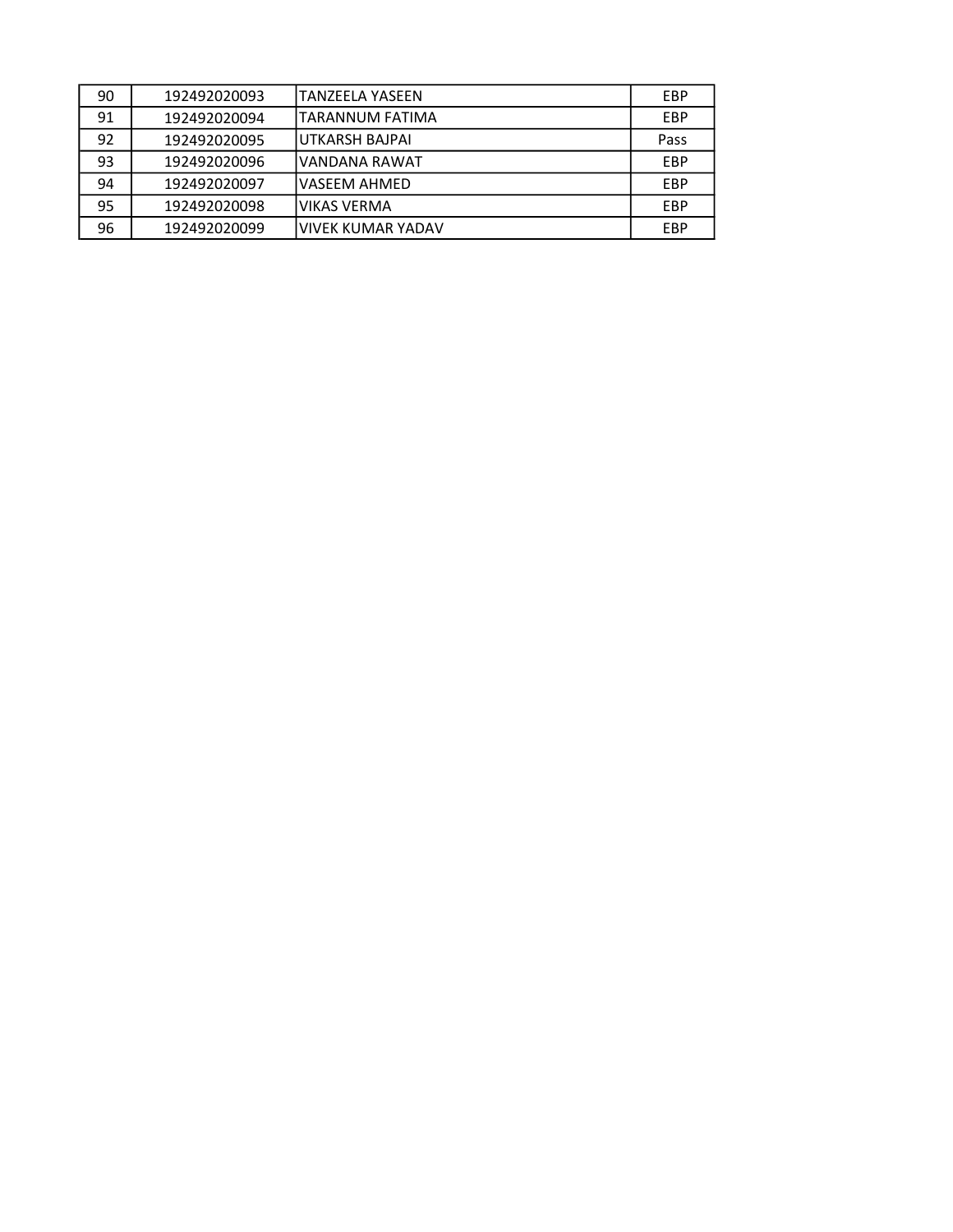| | | | |
|---|---|---|---|
| 90 | 192492020093 | TANZEELA YASEEN | EBP |
| 91 | 192492020094 | TARANNUM FATIMA | EBP |
| 92 | 192492020095 | UTKARSH BAJPAI | Pass |
| 93 | 192492020096 | VANDANA RAWAT | EBP |
| 94 | 192492020097 | VASEEM AHMED | EBP |
| 95 | 192492020098 | VIKAS VERMA | EBP |
| 96 | 192492020099 | VIVEK KUMAR YADAV | EBP |